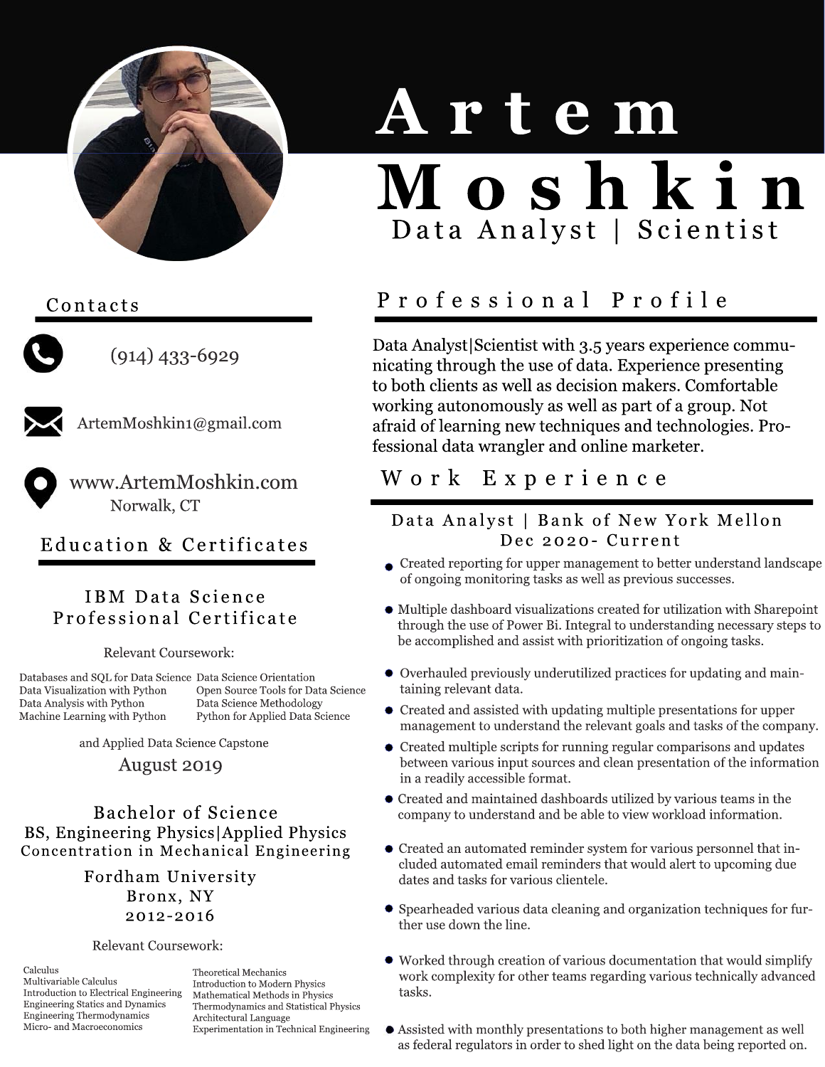# Artem Moshkin

**Data Analyst | Scientist**

## Contacts

(914) 433-6929

ArtemMoshkin1@gmail.com

www.ArtemMoshkin.com
Norwalk, CT

## Education & Certificates

### IBM Data Science Professional Certificate

Relevant Coursework:

- Databases and SQL for Data Science
- Data Visualization with Python
- Data Analysis with Python
- Machine Learning with Python
- Data Science Orientation
- Open Source Tools for Data Science
- Data Science Methodology
- Python for Applied Data Science

and Applied Data Science Capstone

August 2019

### Bachelor of Science

BS, Engineering Physics|Applied Physics
Concentration in Mechanical Engineering

Fordham University
Bronx, NY
2012-2016

Relevant Coursework:

- Calculus
- Multivariable Calculus
- Introduction to Electrical Engineering
- Engineering Statics and Dynamics
- Engineering Thermodynamics
- Micro- and Macroeconomics
- Theoretical Mechanics
- Introduction to Modern Physics
- Mathematical Methods in Physics
- Thermodynamics and Statistical Physics
- Architectural Language
- Experimentation in Technical Engineering

## Professional Profile

Data Analyst|Scientist with 3.5 years experience communicating through the use of data. Experience presenting to both clients as well as decision makers. Comfortable working autonomously as well as part of a group. Not afraid of learning new techniques and technologies. Professional data wrangler and online marketer.

## Work Experience

### Data Analyst | Bank of New York Mellon

Dec 2020- Current

- Created reporting for upper management to better understand landscape of ongoing monitoring tasks as well as previous successes.
- Multiple dashboard visualizations created for utilization with Sharepoint through the use of Power Bi. Integral to understanding necessary steps to be accomplished and assist with prioritization of ongoing tasks.
- Overhauled previously underutilized practices for updating and maintaining relevant data.
- Created and assisted with updating multiple presentations for upper management to understand the relevant goals and tasks of the company.
- Created multiple scripts for running regular comparisons and updates between various input sources and clean presentation of the information in a readily accessible format.
- Created and maintained dashboards utilized by various teams in the company to understand and be able to view workload information.
- Created an automated reminder system for various personnel that included automated email reminders that would alert to upcoming due dates and tasks for various clientele.
- Spearheaded various data cleaning and organization techniques for further use down the line.
- Worked through creation of various documentation that would simplify work complexity for other teams regarding various technically advanced tasks.
- Assisted with monthly presentations to both higher management as well as federal regulators in order to shed light on the data being reported on.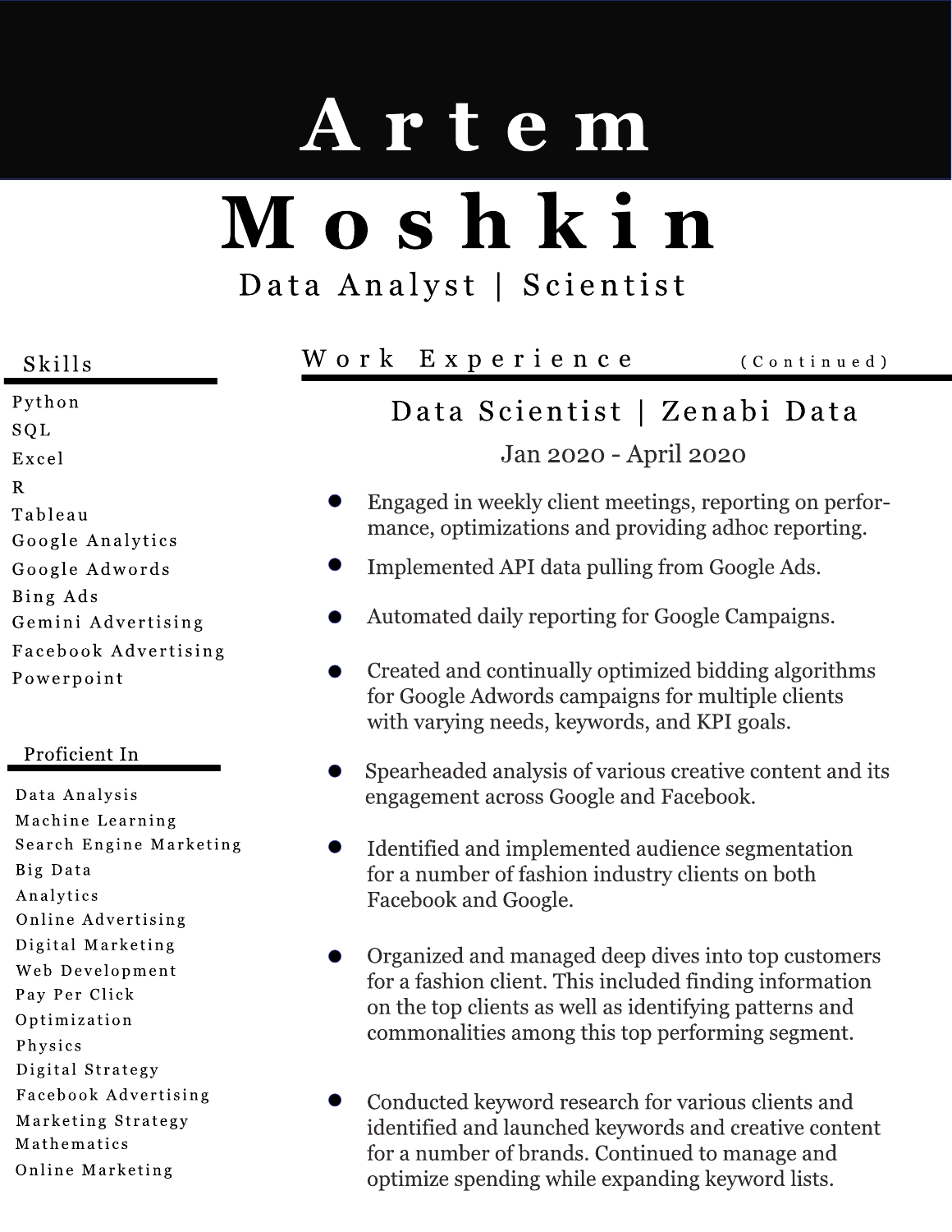# Artem Moshkin

Data Analyst | Scientist

## Skills

- Python
- SQL
- Excel
- R
- Tableau
- Google Analytics
- Google Adwords
- Bing Ads
- Gemini Advertising
- Facebook Advertising
- Powerpoint

## Proficient In

- Data Analysis
- Machine Learning
- Search Engine Marketing
- Big Data
- Analytics
- Online Advertising
- Digital Marketing
- Web Development
- Pay Per Click
- Optimization
- Physics
- Digital Strategy
- Facebook Advertising
- Marketing Strategy
- Mathematics
- Online Marketing

## Work Experience (Continued)

### Data Scientist | Zenabi Data

Jan 2020 - April 2020

- Engaged in weekly client meetings, reporting on performance, optimizations and providing adhoc reporting.
- Implemented API data pulling from Google Ads.
- Automated daily reporting for Google Campaigns.
- Created and continually optimized bidding algorithms for Google Adwords campaigns for multiple clients with varying needs, keywords, and KPI goals.
- Spearheaded analysis of various creative content and its engagement across Google and Facebook.
- Identified and implemented audience segmentation for a number of fashion industry clients on both Facebook and Google.
- Organized and managed deep dives into top customers for a fashion client. This included finding information on the top clients as well as identifying patterns and commonalities among this top performing segment.
- Conducted keyword research for various clients and identified and launched keywords and creative content for a number of brands. Continued to manage and optimize spending while expanding keyword lists.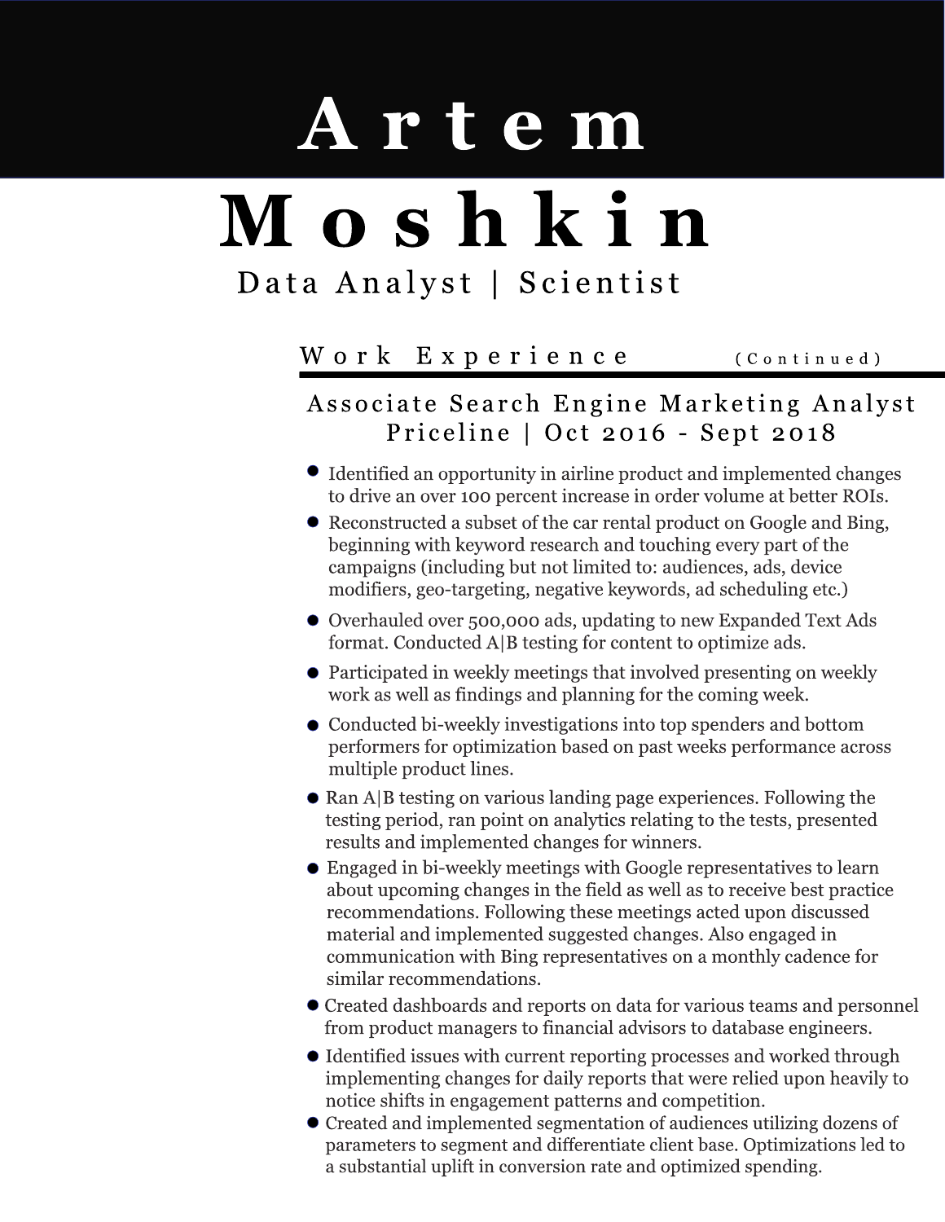# Artem Moshkin

Data Analyst | Scientist

## Work Experience (Continued)

### Associate Search Engine Marketing Analyst
### Priceline | Oct 2016 - Sept 2018

- Identified an opportunity in airline product and implemented changes to drive an over 100 percent increase in order volume at better ROIs.
- Reconstructed a subset of the car rental product on Google and Bing, beginning with keyword research and touching every part of the campaigns (including but not limited to: audiences, ads, device modifiers, geo-targeting, negative keywords, ad scheduling etc.)
- Overhauled over 500,000 ads, updating to new Expanded Text Ads format. Conducted A|B testing for content to optimize ads.
- Participated in weekly meetings that involved presenting on weekly work as well as findings and planning for the coming week.
- Conducted bi-weekly investigations into top spenders and bottom performers for optimization based on past weeks performance across multiple product lines.
- Ran A|B testing on various landing page experiences. Following the testing period, ran point on analytics relating to the tests, presented results and implemented changes for winners.
- Engaged in bi-weekly meetings with Google representatives to learn about upcoming changes in the field as well as to receive best practice recommendations. Following these meetings acted upon discussed material and implemented suggested changes. Also engaged in communication with Bing representatives on a monthly cadence for similar recommendations.
- Created dashboards and reports on data for various teams and personnel from product managers to financial advisors to database engineers.
- Identified issues with current reporting processes and worked through implementing changes for daily reports that were relied upon heavily to notice shifts in engagement patterns and competition.
- Created and implemented segmentation of audiences utilizing dozens of parameters to segment and differentiate client base. Optimizations led to a substantial uplift in conversion rate and optimized spending.